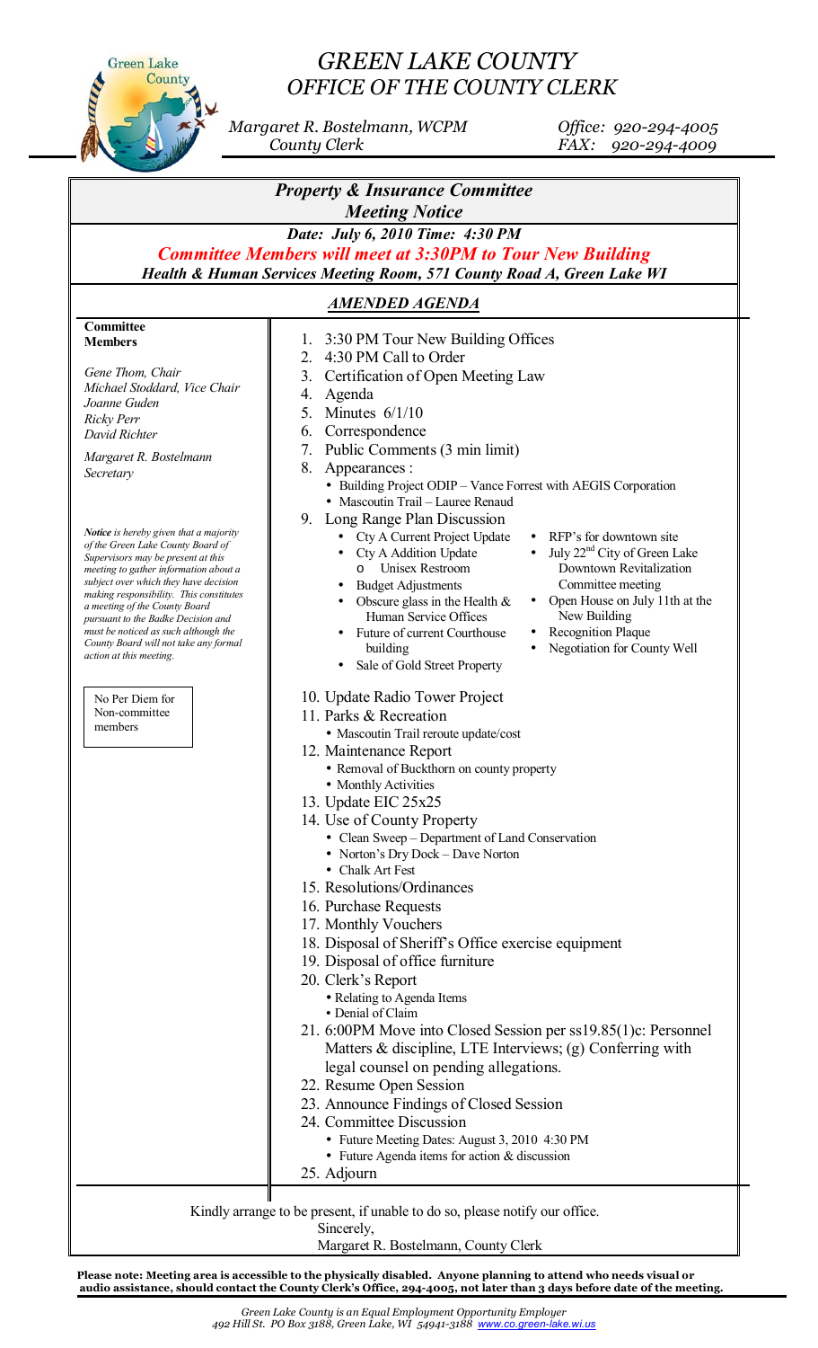# GREEN LAKE COUNTY
## OFFICE OF THE COUNTY CLERK

*Margaret R. Bostelmann, WCPM*
*County Clerk*

*Office: 920-294-4005*
*FAX: 920-294-4009*

## *Property & Insurance Committee*
## *Meeting Notice*

***Date: July 6, 2010 Time: 4:30 PM***

***Committee Members will meet at 3:30PM to Tour New Building***

***Health & Human Services Meeting Room, 571 County Road A, Green Lake WI***

***AMENDED AGENDA***

**Committee Members**

*Gene Thom, Chair*
*Michael Stoddard, Vice Chair*
*Joanne Guden*
*Ricky Perr*
*David Richter*

*Margaret R. Bostelmann*
*Secretary*

***Notice** is hereby given that a majority of the Green Lake County Board of Supervisors may be present at this meeting to gather information about a subject over which they have decision making responsibility. This constitutes a meeting of the County Board pursuant to the Badke Decision and must be noticed as such although the County Board will not take any formal action at this meeting.*

No Per Diem for Non-committee members

1. 3:30 PM Tour New Building Offices
2. 4:30 PM Call to Order
3. Certification of Open Meeting Law
4. Agenda
5. Minutes 6/1/10
6. Correspondence
7. Public Comments (3 min limit)
8. Appearances :
   - Building Project ODIP – Vance Forrest with AEGIS Corporation
   - Mascoutin Trail – Lauree Renaud
9. Long Range Plan Discussion
   - Cty A Current Project Update
   - Cty A Addition Update
     - Unisex Restroom
   - Budget Adjustments
   - Obscure glass in the Health & Human Service Offices
   - Future of current Courthouse building
   - Sale of Gold Street Property
   - RFP's for downtown site
   - July 22nd City of Green Lake Downtown Revitalization Committee meeting
   - Open House on July 11th at the New Building
   - Recognition Plaque
   - Negotiation for County Well
10. Update Radio Tower Project
11. Parks & Recreation
    - Mascoutin Trail reroute update/cost
12. Maintenance Report
    - Removal of Buckthorn on county property
    - Monthly Activities
13. Update EIC 25x25
14. Use of County Property
    - Clean Sweep – Department of Land Conservation
    - Norton's Dry Dock – Dave Norton
    - Chalk Art Fest
15. Resolutions/Ordinances
16. Purchase Requests
17. Monthly Vouchers
18. Disposal of Sheriff's Office exercise equipment
19. Disposal of office furniture
20. Clerk's Report
    - Relating to Agenda Items
    - Denial of Claim
21. 6:00PM Move into Closed Session per ss19.85(1)c: Personnel Matters & discipline, LTE Interviews; (g) Conferring with legal counsel on pending allegations.
22. Resume Open Session
23. Announce Findings of Closed Session
24. Committee Discussion
    - Future Meeting Dates: August 3, 2010 4:30 PM
    - Future Agenda items for action & discussion
25. Adjourn

Kindly arrange to be present, if unable to do so, please notify our office.

Sincerely,

Margaret R. Bostelmann, County Clerk

**Please note: Meeting area is accessible to the physically disabled. Anyone planning to attend who needs visual or audio assistance, should contact the County Clerk's Office, 294-4005, not later than 3 days before date of the meeting.**

*Green Lake County is an Equal Employment Opportunity Employer*
*492 Hill St. PO Box 3188, Green Lake, WI 54941-3188 www.co.green-lake.wi.us*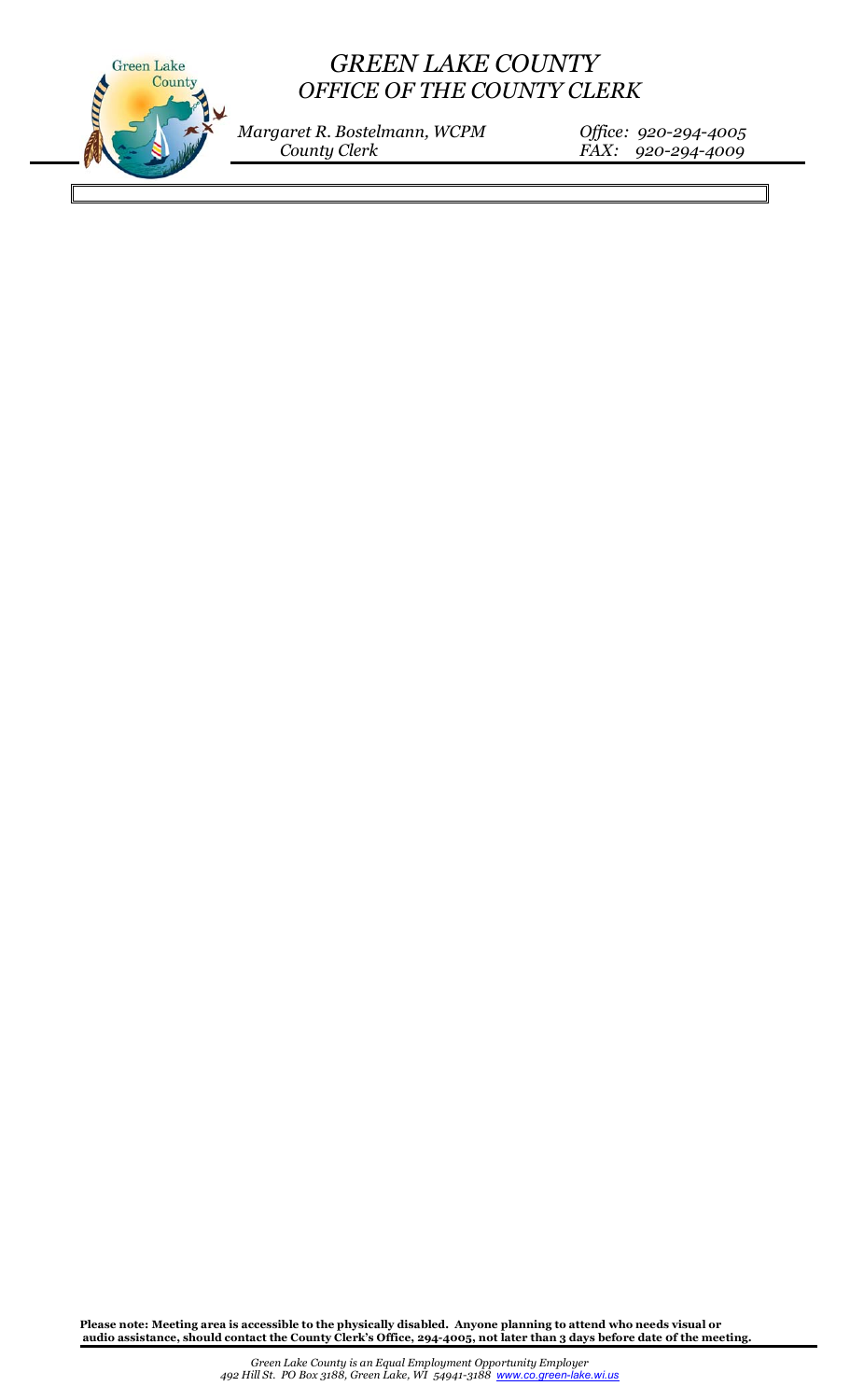# *GREEN LAKE COUNTY*
## *OFFICE OF THE COUNTY CLERK*

*Margaret R. Bostelmann, WCPM* *Office: 920-294-4005*
*County Clerk* *FAX: 920-294-4009*

**Please note: Meeting area is accessible to the physically disabled. Anyone planning to attend who needs visual or audio assistance, should contact the County Clerk's Office, 294-4005, not later than 3 days before date of the meeting.**

*Green Lake County is an Equal Employment Opportunity Employer*
*492 Hill St. PO Box 3188, Green Lake, WI 54941-3188 www.co.green-lake.wi.us*